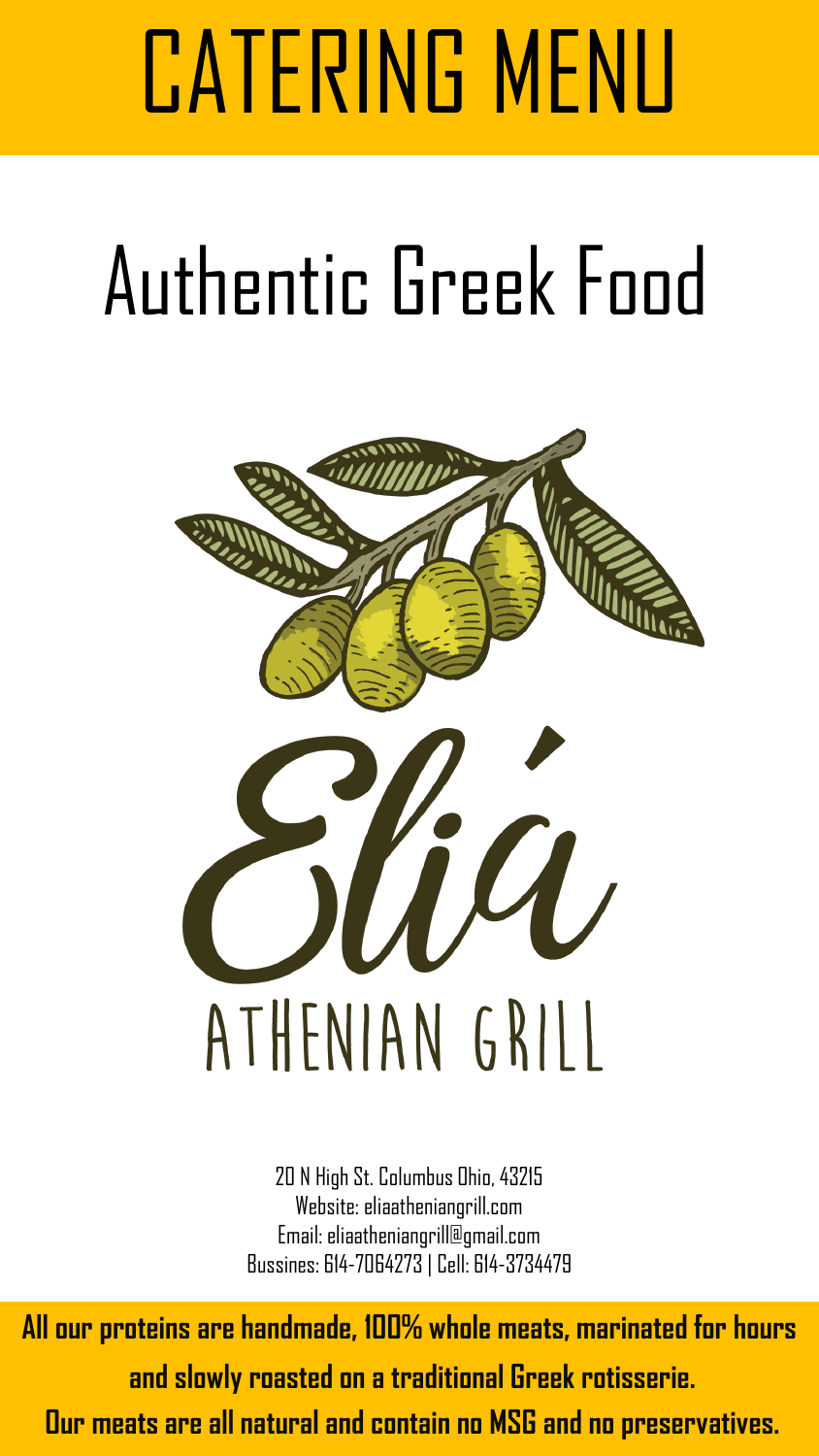# CATERING MENU

## Authentic Greek Food

Eliá

ATHENIAN GRILL

20 N High St. Columbus Ohio, 43215
Website: eliaatheniangrill.com
Email: eliaatheniangrill@gmail.com
Bussines: 614-7064273 | Cell: 614-3734479

**All our proteins are handmade, 100% whole meats, marinated for hours and slowly roasted on a traditional Greek rotisserie.**
**Our meats are all natural and contain no MSG and no preservatives.**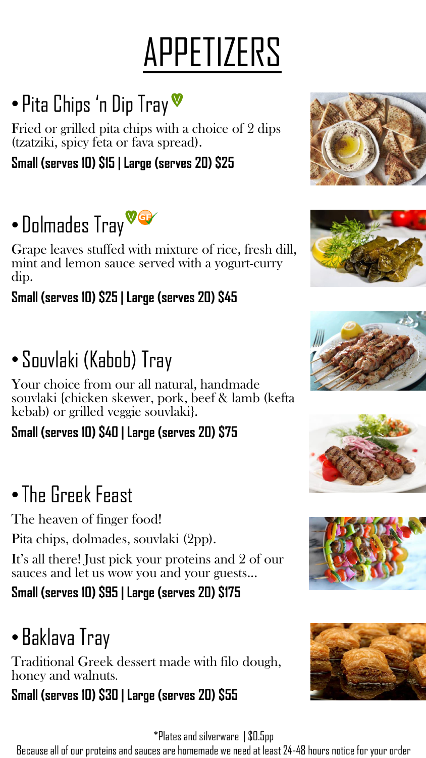# APPETIZERS

## • Pita Chips 'n Dip Tray

Fried or grilled pita chips with a choice of 2 dips (tzatziki, spicy feta or fava spread).

**Small (serves 10) $15 | Large (serves 20) $25**

## • Dolmades Tray

Grape leaves stuffed with mixture of rice, fresh dill, mint and lemon sauce served with a yogurt-curry dip.

**Small (serves 10) $25 | Large (serves 20) $45**

## • Souvlaki (Kabob) Tray

Your choice from our all natural, handmade souvlaki {chicken skewer, pork, beef & lamb (kefta kebab) or grilled veggie souvlaki}.

**Small (serves 10) $40 | Large (serves 20) $75**

## • The Greek Feast

The heaven of finger food!

Pita chips, dolmades, souvlaki (2pp).

It's all there! Just pick your proteins and 2 of our sauces and let us wow you and your guests...

**Small (serves 10) $95 | Large (serves 20) $175**

## • Baklava Tray

Traditional Greek dessert made with filo dough, honey and walnuts.

**Small (serves 10) $30 | Large (serves 20) $55**

*Plates and silverware | $0.5pp

Because all of our proteins and sauces are homemade we need at least 24-48 hours notice for your order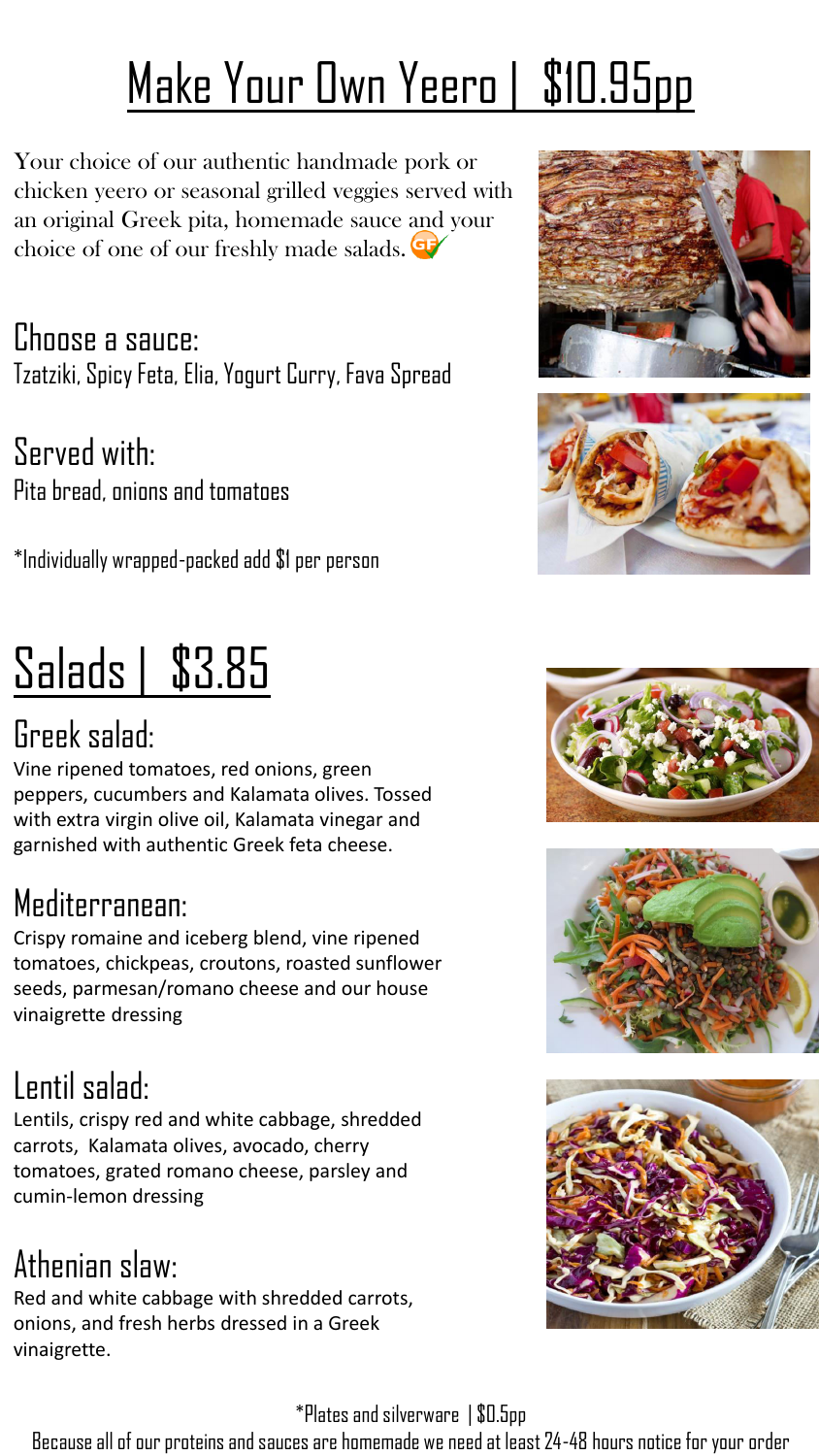# Make Your Own Yeero | $10.95pp

Your choice of our authentic handmade pork or chicken yeero or seasonal grilled veggies served with an original Greek pita, homemade sauce and your choice of one of our freshly made salads. GF

## Choose a sauce:

Tzatziki, Spicy Feta, Elia, Yogurt Curry, Fava Spread

## Served with:

Pita bread, onions and tomatoes

*Individually wrapped-packed add $1 per person

# Salads | $3.85

## Greek salad:

Vine ripened tomatoes, red onions, green peppers, cucumbers and Kalamata olives. Tossed with extra virgin olive oil, Kalamata vinegar and garnished with authentic Greek feta cheese.

## Mediterranean:

Crispy romaine and iceberg blend, vine ripened tomatoes, chickpeas, croutons, roasted sunflower seeds, parmesan/romano cheese and our house vinaigrette dressing

## Lentil salad:

Lentils, crispy red and white cabbage, shredded carrots, Kalamata olives, avocado, cherry tomatoes, grated romano cheese, parsley and cumin-lemon dressing

## Athenian slaw:

Red and white cabbage with shredded carrots, onions, and fresh herbs dressed in a Greek vinaigrette.

*Plates and silverware | $0.5pp

Because all of our proteins and sauces are homemade we need at least 24-48 hours notice for your order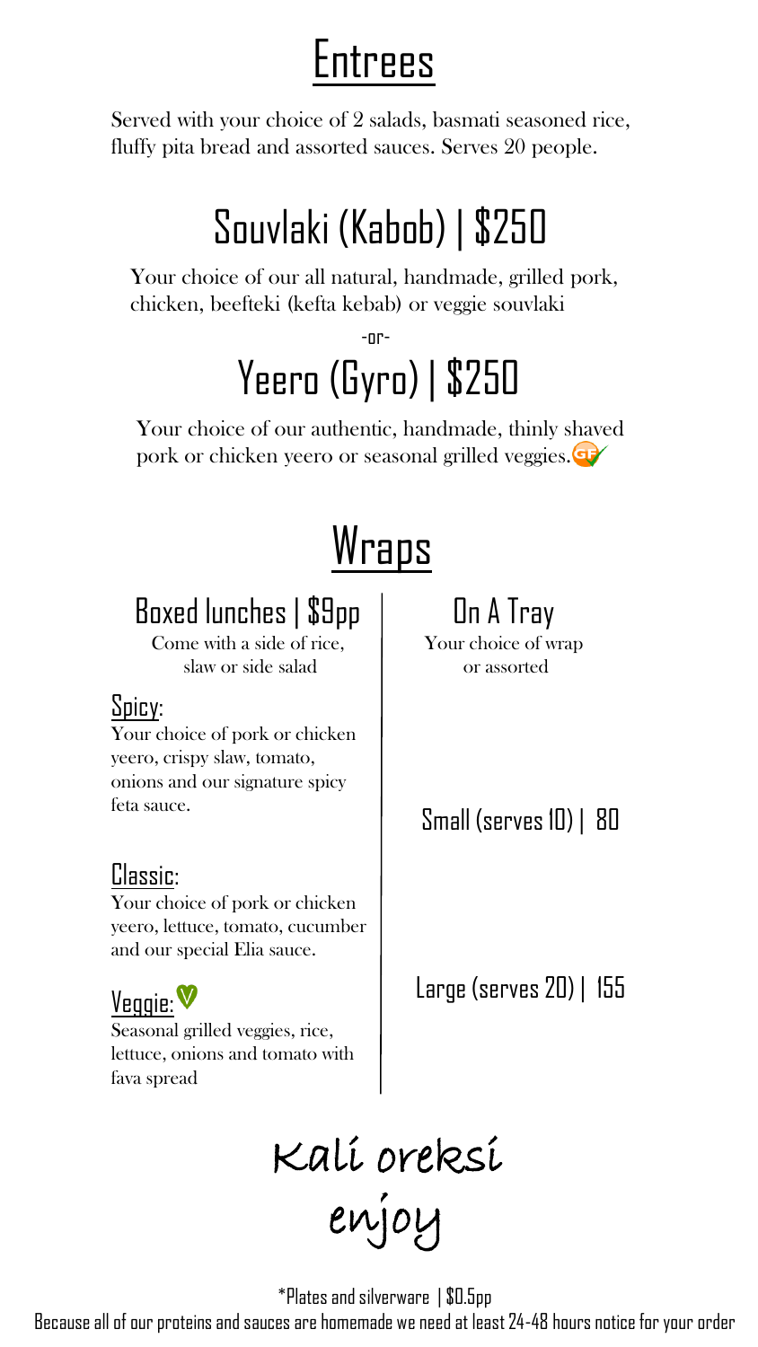# Entrees

Served with your choice of 2 salads, basmati seasoned rice, fluffy pita bread and assorted sauces. Serves 20 people.

## Souvlaki (Kabob) | $250

Your choice of our all natural, handmade, grilled pork, chicken, beefteki (kefta kebab) or veggie souvlaki

-or-

## Yeero (Gyro) | $250

Your choice of our authentic, handmade, thinly shaved pork or chicken yeero or seasonal grilled veggies. GF

# Wraps

## Boxed lunches | $9pp

Come with a side of rice, slaw or side salad

**Spicy:**
Your choice of pork or chicken yeero, crispy slaw, tomato, onions and our signature spicy feta sauce.

**Classic:**
Your choice of pork or chicken yeero, lettuce, tomato, cucumber and our special Elia sauce.

**Veggie:** V
Seasonal grilled veggies, rice, lettuce, onions and tomato with fava spread

## On A Tray

Your choice of wrap or assorted

Small (serves 10) | 80

Large (serves 20) | 155

Kali oreksi

enjoy

*Plates and silverware | $0.5pp

Because all of our proteins and sauces are homemade we need at least 24-48 hours notice for your order